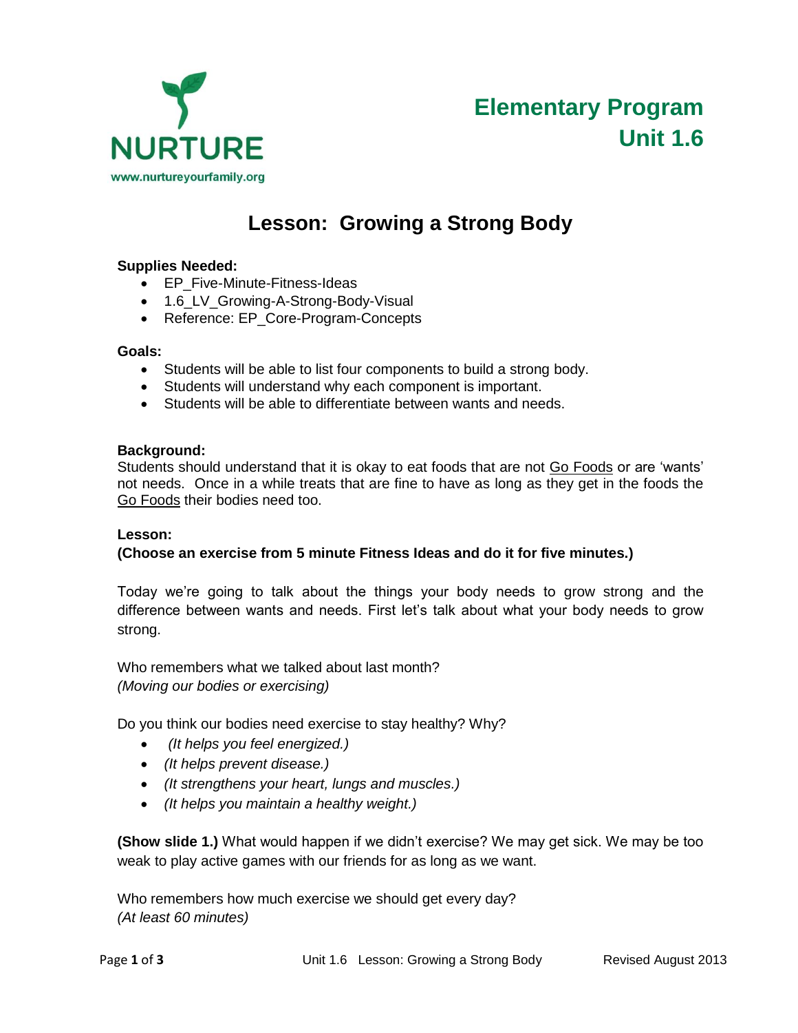NURTURE
www.nurtureyourfamily.org

**Elementary Program**
**Unit 1.6**

# Lesson: Growing a Strong Body

**Supplies Needed:**

- EP_Five-Minute-Fitness-Ideas
- 1.6_LV_Growing-A-Strong-Body-Visual
- Reference: EP_Core-Program-Concepts

**Goals:**

- Students will be able to list four components to build a strong body.
- Students will understand why each component is important.
- Students will be able to differentiate between wants and needs.

**Background:**
Students should understand that it is okay to eat foods that are not <u>Go Foods</u> or are 'wants' not needs. Once in a while treats that are fine to have as long as they get in the foods the <u>Go Foods</u> their bodies need too.

**Lesson:**
**(Choose an exercise from 5 minute Fitness Ideas and do it for five minutes.)**

Today we're going to talk about the things your body needs to grow strong and the difference between wants and needs. First let's talk about what your body needs to grow strong.

Who remembers what we talked about last month?
*(Moving our bodies or exercising)*

Do you think our bodies need exercise to stay healthy? Why?

- *(It helps you feel energized.)*
- *(It helps prevent disease.)*
- *(It strengthens your heart, lungs and muscles.)*
- *(It helps you maintain a healthy weight.)*

**(Show slide 1.)** What would happen if we didn't exercise? We may get sick. We may be too weak to play active games with our friends for as long as we want.

Who remembers how much exercise we should get every day?
*(At least 60 minutes)*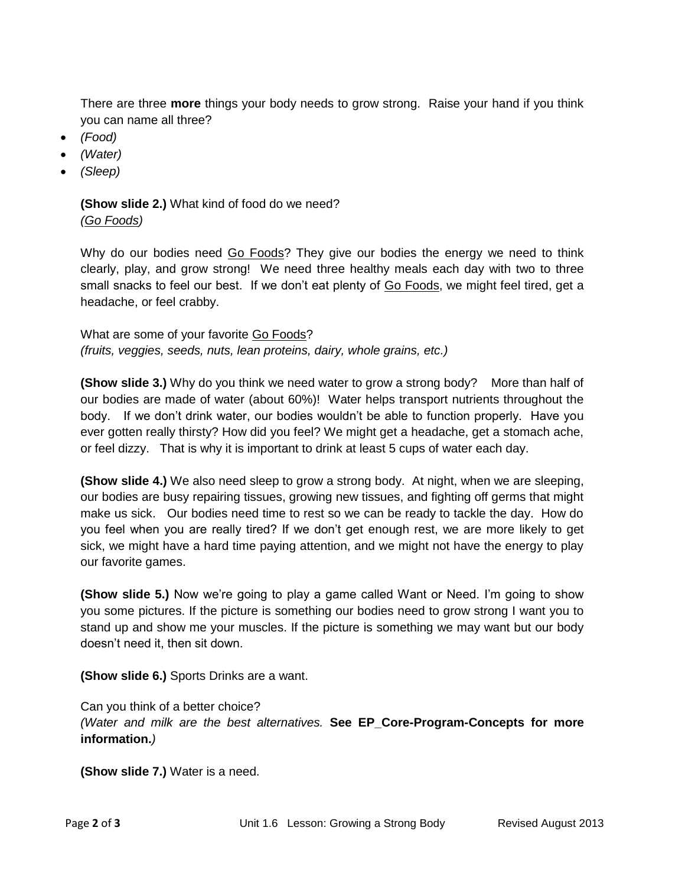There are three **more** things your body needs to grow strong. Raise your hand if you think you can name all three?

- *(Food)*
- *(Water)*
- *(Sleep)*

**(Show slide 2.)** What kind of food do we need?
*(Go Foods)*

Why do our bodies need Go Foods? They give our bodies the energy we need to think clearly, play, and grow strong! We need three healthy meals each day with two to three small snacks to feel our best. If we don't eat plenty of Go Foods, we might feel tired, get a headache, or feel crabby.

What are some of your favorite Go Foods?
*(fruits, veggies, seeds, nuts, lean proteins, dairy, whole grains, etc.)*

**(Show slide 3.)** Why do you think we need water to grow a strong body? More than half of our bodies are made of water (about 60%)! Water helps transport nutrients throughout the body. If we don't drink water, our bodies wouldn't be able to function properly. Have you ever gotten really thirsty? How did you feel? We might get a headache, get a stomach ache, or feel dizzy. That is why it is important to drink at least 5 cups of water each day.

**(Show slide 4.)** We also need sleep to grow a strong body. At night, when we are sleeping, our bodies are busy repairing tissues, growing new tissues, and fighting off germs that might make us sick. Our bodies need time to rest so we can be ready to tackle the day. How do you feel when you are really tired? If we don't get enough rest, we are more likely to get sick, we might have a hard time paying attention, and we might not have the energy to play our favorite games.

**(Show slide 5.)** Now we're going to play a game called Want or Need. I'm going to show you some pictures. If the picture is something our bodies need to grow strong I want you to stand up and show me your muscles. If the picture is something we may want but our body doesn't need it, then sit down.

**(Show slide 6.)** Sports Drinks are a want.

Can you think of a better choice?
*(Water and milk are the best alternatives.* **See EP_Core-Program-Concepts for more information.***)*

**(Show slide 7.)** Water is a need.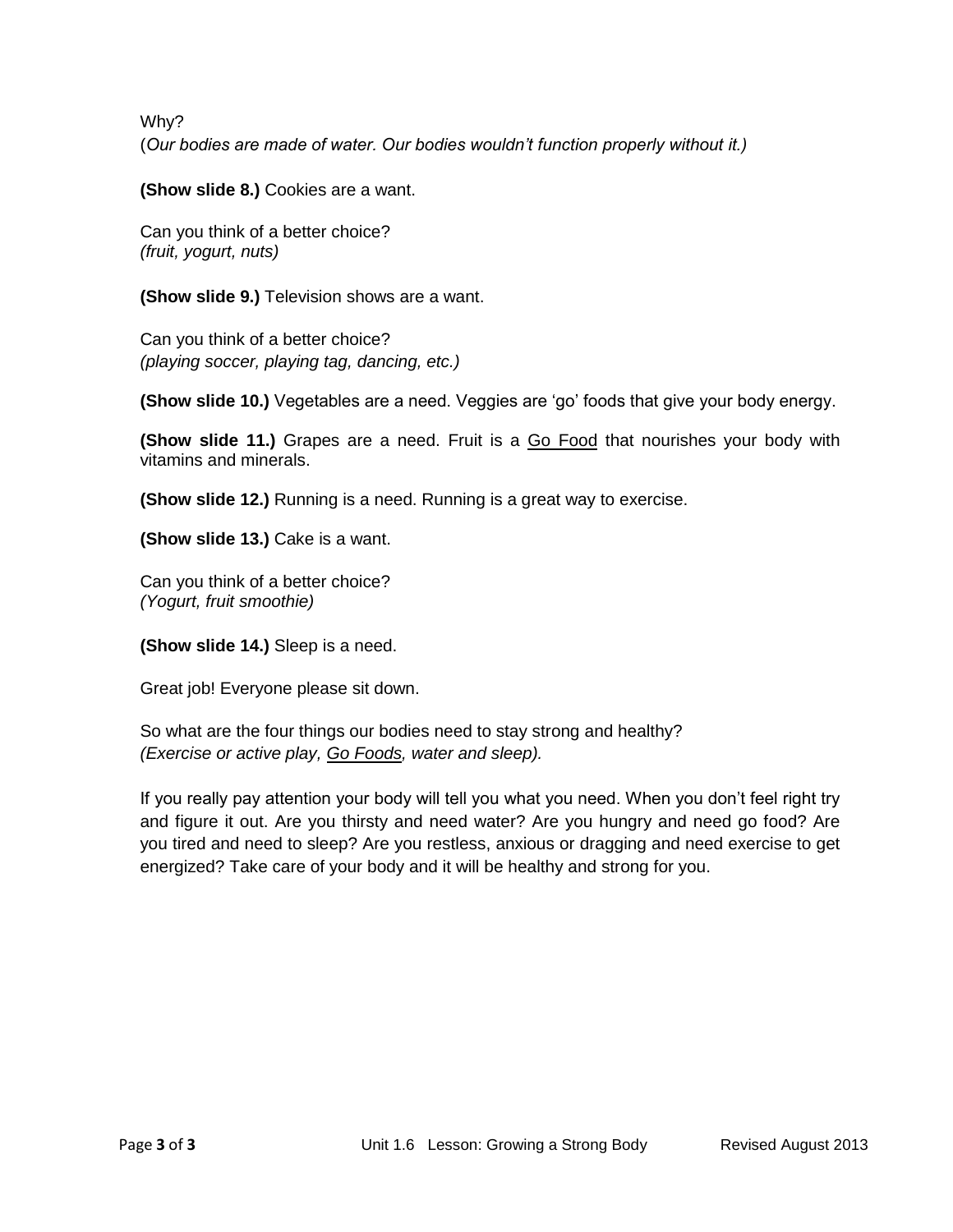Why?
(*Our bodies are made of water. Our bodies wouldn't function properly without it.)*

**(Show slide 8.)** Cookies are a want.

Can you think of a better choice?
*(fruit, yogurt, nuts)*

**(Show slide 9.)** Television shows are a want.

Can you think of a better choice?
*(playing soccer, playing tag, dancing, etc.)*

**(Show slide 10.)** Vegetables are a need. Veggies are 'go' foods that give your body energy.

**(Show slide 11.)** Grapes are a need. Fruit is a <u>Go Food</u> that nourishes your body with vitamins and minerals.

**(Show slide 12.)** Running is a need. Running is a great way to exercise.

**(Show slide 13.)** Cake is a want.

Can you think of a better choice?
*(Yogurt, fruit smoothie)*

**(Show slide 14.)** Sleep is a need.

Great job! Everyone please sit down.

So what are the four things our bodies need to stay strong and healthy?
*(Exercise or active play, <u>Go Foods</u>, water and sleep).*

If you really pay attention your body will tell you what you need. When you don't feel right try and figure it out. Are you thirsty and need water? Are you hungry and need go food? Are you tired and need to sleep? Are you restless, anxious or dragging and need exercise to get energized? Take care of your body and it will be healthy and strong for you.